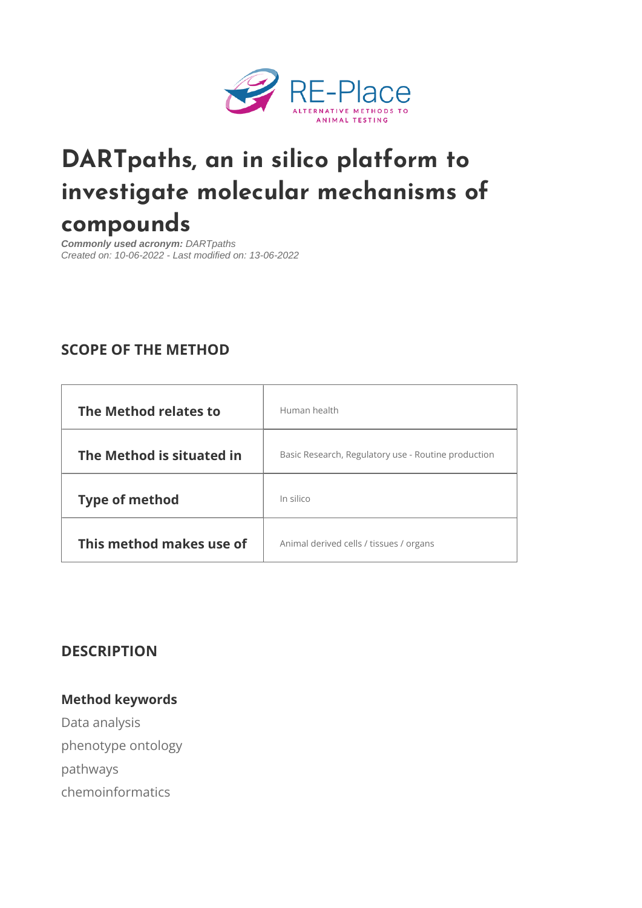# DARTpaths, an in silico platform to investigate molecular mechanisms of compounds

***Commonly used acronym:*** *DARTpaths*
*Created on: 10-06-2022 - Last modified on: 13-06-2022*

## SCOPE OF THE METHOD

| | |
|---|---|
| **The Method relates to** | Human health |
| **The Method is situated in** | Basic Research, Regulatory use - Routine production |
| **Type of method** | In silico |
| **This method makes use of** | Animal derived cells / tissues / organs |

## DESCRIPTION

### Method keywords

Data analysis
phenotype ontology
pathways
chemoinformatics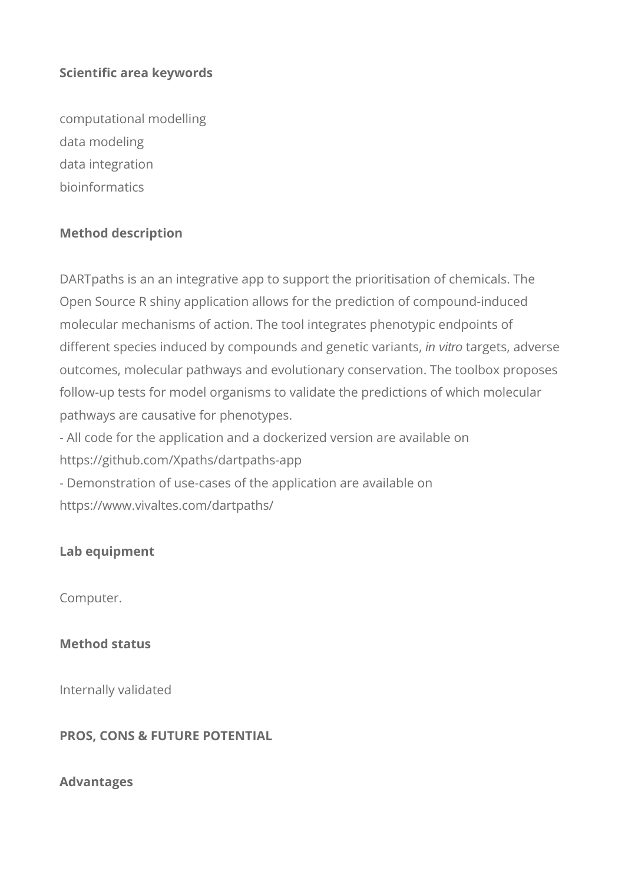**Scientific area keywords**

computational modelling
data modeling
data integration
bioinformatics

**Method description**

DARTpaths is an an integrative app to support the prioritisation of chemicals. The Open Source R shiny application allows for the prediction of compound-induced molecular mechanisms of action. The tool integrates phenotypic endpoints of different species induced by compounds and genetic variants, *in vitro* targets, adverse outcomes, molecular pathways and evolutionary conservation. The toolbox proposes follow-up tests for model organisms to validate the predictions of which molecular pathways are causative for phenotypes.
- All code for the application and a dockerized version are available on https://github.com/Xpaths/dartpaths-app
- Demonstration of use-cases of the application are available on https://www.vivaltes.com/dartpaths/

**Lab equipment**

Computer.

**Method status**

Internally validated

**PROS, CONS & FUTURE POTENTIAL**

**Advantages**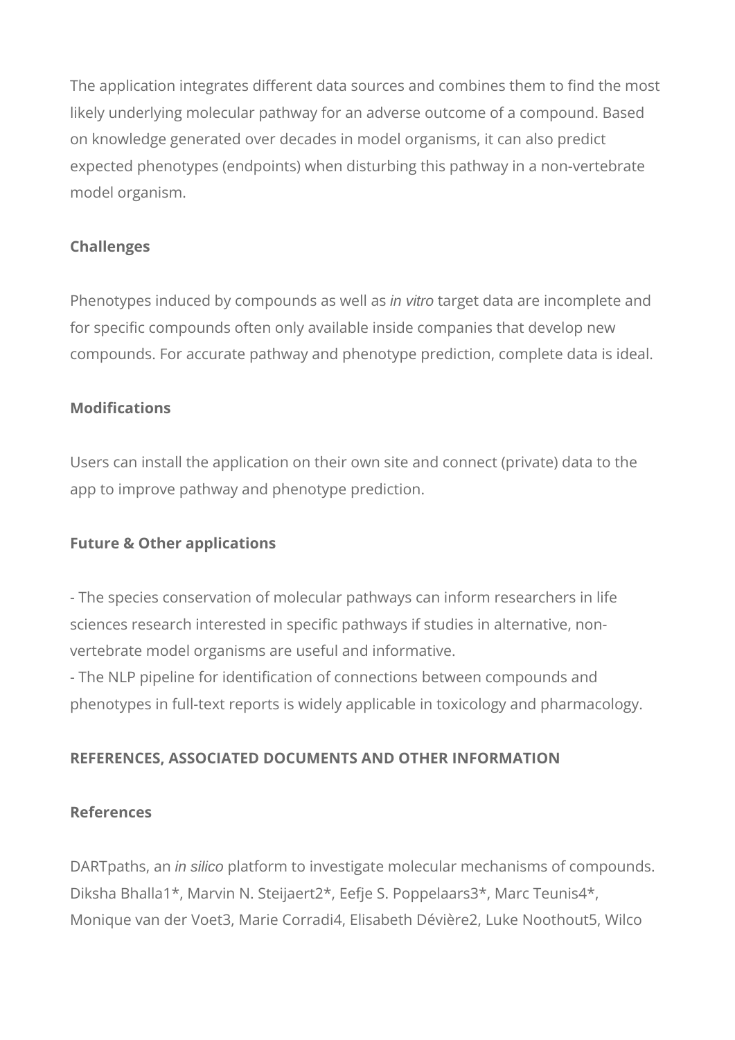The application integrates different data sources and combines them to find the most likely underlying molecular pathway for an adverse outcome of a compound. Based on knowledge generated over decades in model organisms, it can also predict expected phenotypes (endpoints) when disturbing this pathway in a non-vertebrate model organism.

### Challenges

Phenotypes induced by compounds as well as *in vitro* target data are incomplete and for specific compounds often only available inside companies that develop new compounds. For accurate pathway and phenotype prediction, complete data is ideal.

### Modifications

Users can install the application on their own site and connect (private) data to the app to improve pathway and phenotype prediction.

### Future & Other applications

- The species conservation of molecular pathways can inform researchers in life sciences research interested in specific pathways if studies in alternative, non-vertebrate model organisms are useful and informative.
- The NLP pipeline for identification of connections between compounds and phenotypes in full-text reports is widely applicable in toxicology and pharmacology.

## REFERENCES, ASSOCIATED DOCUMENTS AND OTHER INFORMATION

### References

DARTpaths, an *in silico* platform to investigate molecular mechanisms of compounds. Diksha Bhalla[1]*, Marvin N. Steijaert[2]*, Eefje S. Poppelaars[3]*, Marc Teunis[4]*, Monique van der Voet[3], Marie Corradi[4], Elisabeth Dévière[2], Luke Noothout[5], Wilco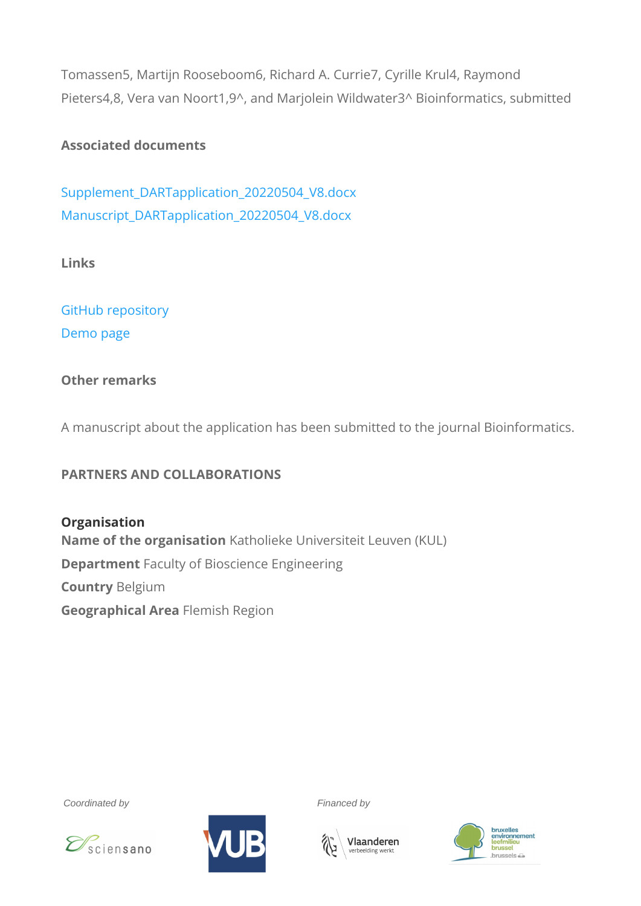Tomassen5, Martijn Rooseboom6, Richard A. Currie7, Cyrille Krul4, Raymond Pieters4,8, Vera van Noort1,9^, and Marjolein Wildwater3^ Bioinformatics, submitted

**Associated documents**

Supplement_DARTapplication_20220504_V8.docx
Manuscript_DARTapplication_20220504_V8.docx

**Links**

GitHub repository
Demo page

**Other remarks**

A manuscript about the application has been submitted to the journal Bioinformatics.

## PARTNERS AND COLLABORATIONS

**Organisation**
**Name of the organisation** Katholieke Universiteit Leuven (KUL)
**Department** Faculty of Bioscience Engineering
**Country** Belgium
**Geographical Area** Flemish Region

*Coordinated by*

*Financed by*